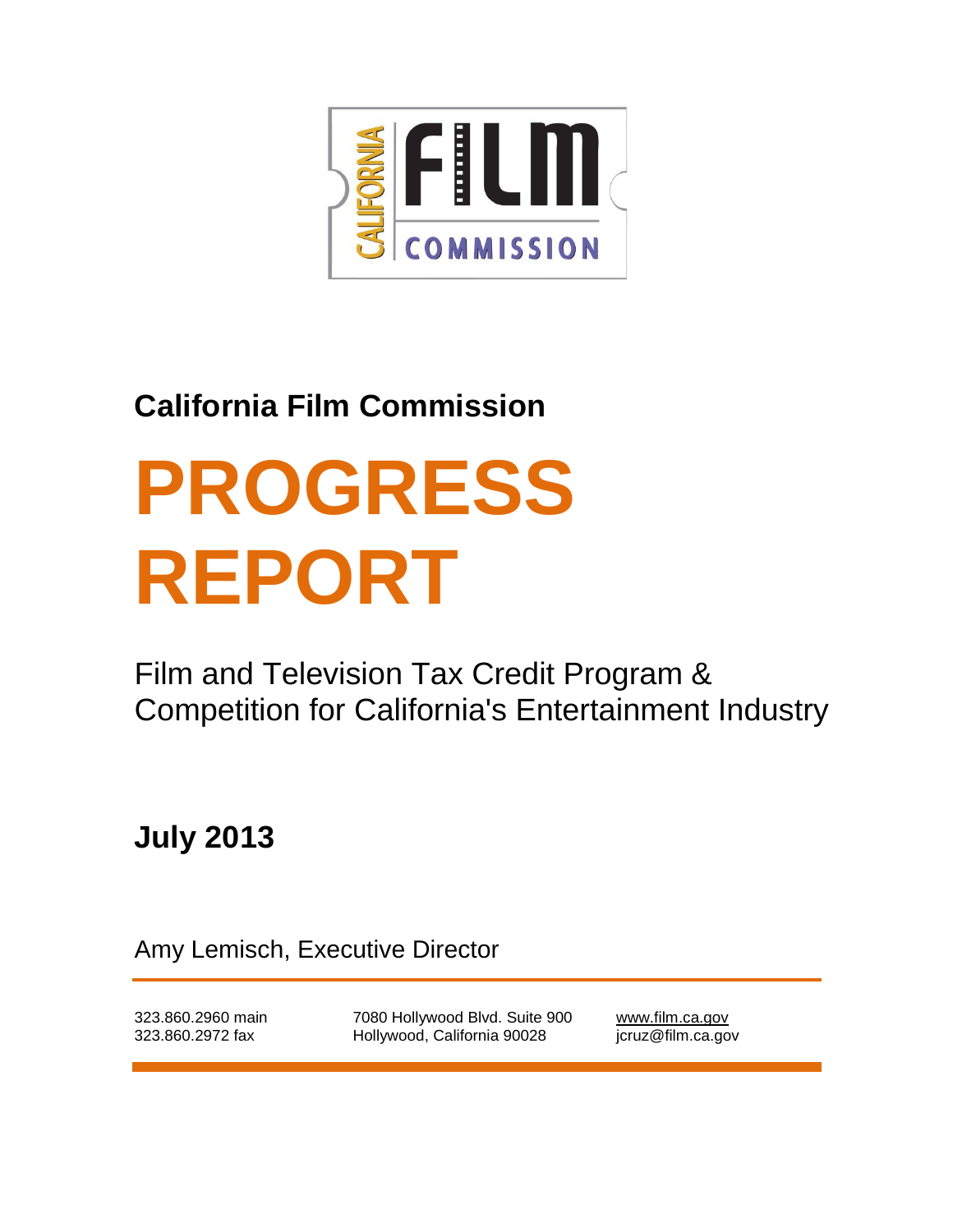California Film Commission

# PROGRESS REPORT

## Film and Television Tax Credit Program & Competition for California's Entertainment Industry

**July 2013**

Amy Lemisch, Executive Director

323.860.2960 main
323.860.2972 fax

7080 Hollywood Blvd. Suite 900
Hollywood, California 90028

www.film.ca.gov
jcruz@film.ca.gov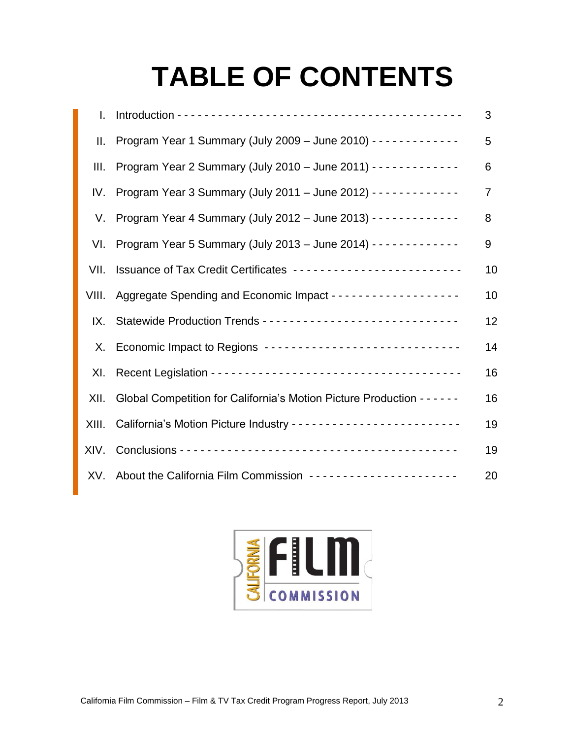# TABLE OF CONTENTS

| | | |
|---|---|---|
| I. | Introduction | 3 |
| II. | Program Year 1 Summary (July 2009 – June 2010) | 5 |
| III. | Program Year 2 Summary (July 2010 – June 2011) | 6 |
| IV. | Program Year 3 Summary (July 2011 – June 2012) | 7 |
| V. | Program Year 4 Summary (July 2012 – June 2013) | 8 |
| VI. | Program Year 5 Summary (July 2013 – June 2014) | 9 |
| VII. | Issuance of Tax Credit Certificates | 10 |
| VIII. | Aggregate Spending and Economic Impact | 10 |
| IX. | Statewide Production Trends | 12 |
| X. | Economic Impact to Regions | 14 |
| XI. | Recent Legislation | 16 |
| XII. | Global Competition for California's Motion Picture Production | 16 |
| XIII. | California's Motion Picture Industry | 19 |
| XIV. | Conclusions | 19 |
| XV. | About the California Film Commission | 20 |

CALIFORNIA FILM COMMISSION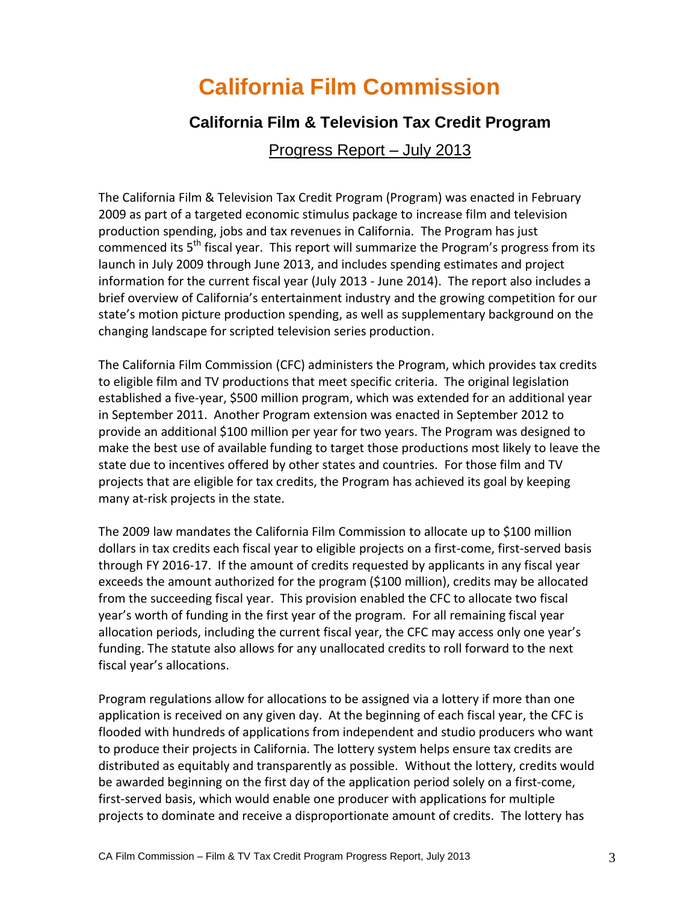# California Film Commission

## California Film & Television Tax Credit Program

Progress Report – July 2013

The California Film & Television Tax Credit Program (Program) was enacted in February 2009 as part of a targeted economic stimulus package to increase film and television production spending, jobs and tax revenues in California. The Program has just commenced its 5th fiscal year. This report will summarize the Program's progress from its launch in July 2009 through June 2013, and includes spending estimates and project information for the current fiscal year (July 2013 - June 2014). The report also includes a brief overview of California's entertainment industry and the growing competition for our state's motion picture production spending, as well as supplementary background on the changing landscape for scripted television series production.

The California Film Commission (CFC) administers the Program, which provides tax credits to eligible film and TV productions that meet specific criteria. The original legislation established a five-year, $500 million program, which was extended for an additional year in September 2011. Another Program extension was enacted in September 2012 to provide an additional $100 million per year for two years. The Program was designed to make the best use of available funding to target those productions most likely to leave the state due to incentives offered by other states and countries. For those film and TV projects that are eligible for tax credits, the Program has achieved its goal by keeping many at-risk projects in the state.

The 2009 law mandates the California Film Commission to allocate up to $100 million dollars in tax credits each fiscal year to eligible projects on a first-come, first-served basis through FY 2016-17. If the amount of credits requested by applicants in any fiscal year exceeds the amount authorized for the program ($100 million), credits may be allocated from the succeeding fiscal year. This provision enabled the CFC to allocate two fiscal year's worth of funding in the first year of the program. For all remaining fiscal year allocation periods, including the current fiscal year, the CFC may access only one year's funding. The statute also allows for any unallocated credits to roll forward to the next fiscal year's allocations.

Program regulations allow for allocations to be assigned via a lottery if more than one application is received on any given day. At the beginning of each fiscal year, the CFC is flooded with hundreds of applications from independent and studio producers who want to produce their projects in California. The lottery system helps ensure tax credits are distributed as equitably and transparently as possible. Without the lottery, credits would be awarded beginning on the first day of the application period solely on a first-come, first-served basis, which would enable one producer with applications for multiple projects to dominate and receive a disproportionate amount of credits. The lottery has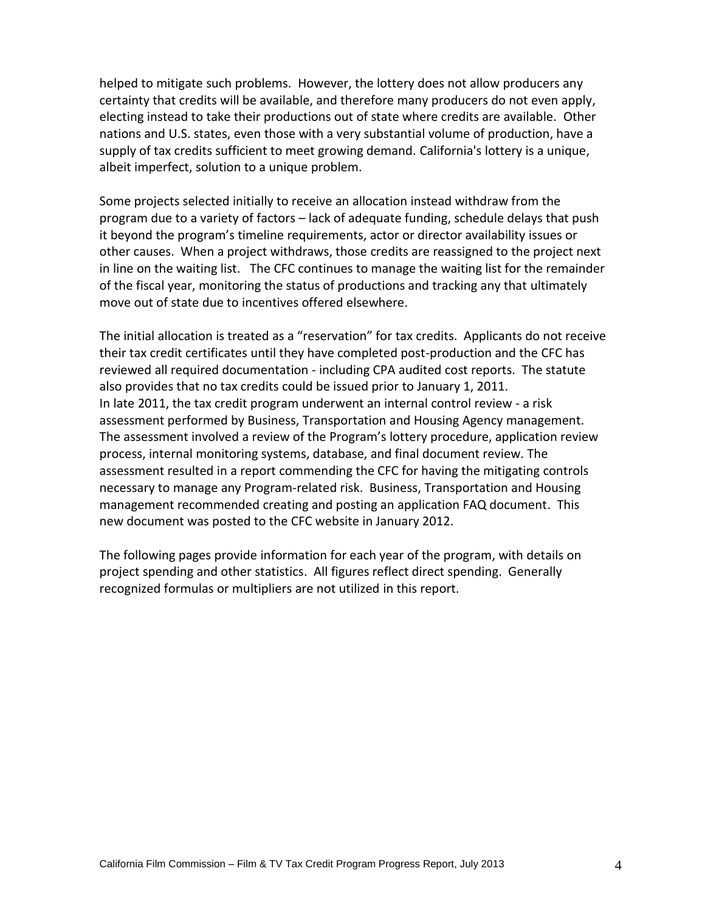helped to mitigate such problems. However, the lottery does not allow producers any certainty that credits will be available, and therefore many producers do not even apply, electing instead to take their productions out of state where credits are available. Other nations and U.S. states, even those with a very substantial volume of production, have a supply of tax credits sufficient to meet growing demand. California's lottery is a unique, albeit imperfect, solution to a unique problem.

Some projects selected initially to receive an allocation instead withdraw from the program due to a variety of factors – lack of adequate funding, schedule delays that push it beyond the program's timeline requirements, actor or director availability issues or other causes. When a project withdraws, those credits are reassigned to the project next in line on the waiting list. The CFC continues to manage the waiting list for the remainder of the fiscal year, monitoring the status of productions and tracking any that ultimately move out of state due to incentives offered elsewhere.

The initial allocation is treated as a "reservation" for tax credits. Applicants do not receive their tax credit certificates until they have completed post-production and the CFC has reviewed all required documentation - including CPA audited cost reports. The statute also provides that no tax credits could be issued prior to January 1, 2011.
In late 2011, the tax credit program underwent an internal control review - a risk assessment performed by Business, Transportation and Housing Agency management. The assessment involved a review of the Program's lottery procedure, application review process, internal monitoring systems, database, and final document review. The assessment resulted in a report commending the CFC for having the mitigating controls necessary to manage any Program-related risk. Business, Transportation and Housing management recommended creating and posting an application FAQ document. This new document was posted to the CFC website in January 2012.

The following pages provide information for each year of the program, with details on project spending and other statistics. All figures reflect direct spending. Generally recognized formulas or multipliers are not utilized in this report.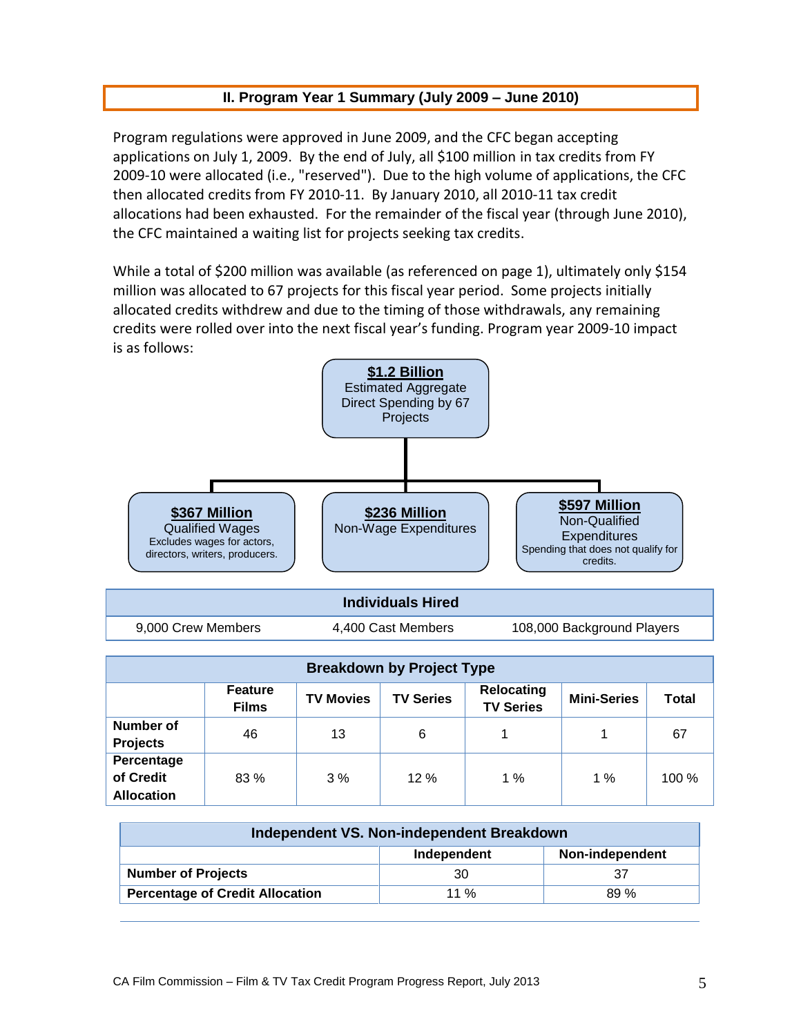## II. Program Year 1 Summary (July 2009 – June 2010)

Program regulations were approved in June 2009, and the CFC began accepting applications on July 1, 2009. By the end of July, all $100 million in tax credits from FY 2009-10 were allocated (i.e., "reserved"). Due to the high volume of applications, the CFC then allocated credits from FY 2010-11. By January 2010, all 2010-11 tax credit allocations had been exhausted. For the remainder of the fiscal year (through June 2010), the CFC maintained a waiting list for projects seeking tax credits.

While a total of $200 million was available (as referenced on page 1), ultimately only $154 million was allocated to 67 projects for this fiscal year period. Some projects initially allocated credits withdrew and due to the timing of those withdrawals, any remaining credits were rolled over into the next fiscal year's funding. Program year 2009-10 impact is as follows:

**$1.2 Billion**
Estimated Aggregate Direct Spending by 67 Projects

- **$367 Million** Qualified Wages
  Excludes wages for actors, directors, writers, producers.
- **$236 Million** Non-Wage Expenditures
- **$597 Million** Non-Qualified Expenditures
  Spending that does not qualify for credits.

| Individuals Hired | | |
|---|---|---|
| 9,000 Crew Members | 4,400 Cast Members | 108,000 Background Players |

| Breakdown by Project Type | | | | | | |
|---|---|---|---|---|---|---|
| | **Feature Films** | **TV Movies** | **TV Series** | **Relocating TV Series** | **Mini-Series** | **Total** |
| **Number of Projects** | 46 | 13 | 6 | 1 | 1 | 67 |
| **Percentage of Credit Allocation** | 83 % | 3 % | 12 % | 1 % | 1 % | 100 % |

| Independent VS. Non-independent Breakdown | | |
|---|---|---|
| | **Independent** | **Non-independent** |
| **Number of Projects** | 30 | 37 |
| **Percentage of Credit Allocation** | 11 % | 89 % |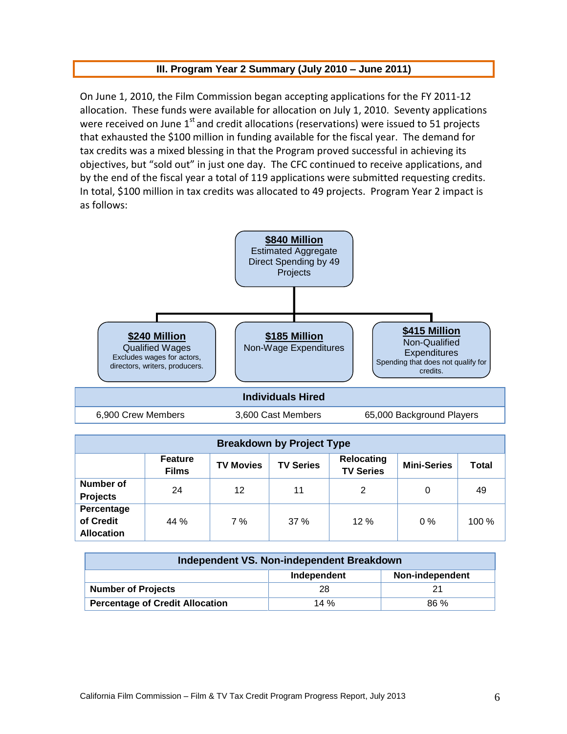## III. Program Year 2 Summary (July 2010 – June 2011)

On June 1, 2010, the Film Commission began accepting applications for the FY 2011-12 allocation. These funds were available for allocation on July 1, 2010. Seventy applications were received on June 1st and credit allocations (reservations) were issued to 51 projects that exhausted the $100 million in funding available for the fiscal year. The demand for tax credits was a mixed blessing in that the Program proved successful in achieving its objectives, but "sold out" in just one day. The CFC continued to receive applications, and by the end of the fiscal year a total of 119 applications were submitted requesting credits. In total, $100 million in tax credits was allocated to 49 projects. Program Year 2 impact is as follows:

**$840 Million**
Estimated Aggregate Direct Spending by 49 Projects

**$240 Million**
Qualified Wages
Excludes wages for actors, directors, writers, producers.

**$185 Million**
Non-Wage Expenditures

**$415 Million**
Non-Qualified Expenditures
Spending that does not qualify for credits.

| Individuals Hired | | |
|---|---|---|
| 6,900 Crew Members | 3,600 Cast Members | 65,000 Background Players |

| Breakdown by Project Type | | | | | | |
|---|---|---|---|---|---|---|
| | Feature Films | TV Movies | TV Series | Relocating TV Series | Mini-Series | Total |
| Number of Projects | 24 | 12 | 11 | 2 | 0 | 49 |
| Percentage of Credit Allocation | 44 % | 7 % | 37 % | 12 % | 0 % | 100 % |

| Independent VS. Non-independent Breakdown | | |
|---|---|---|
| | Independent | Non-independent |
| Number of Projects | 28 | 21 |
| Percentage of Credit Allocation | 14 % | 86 % |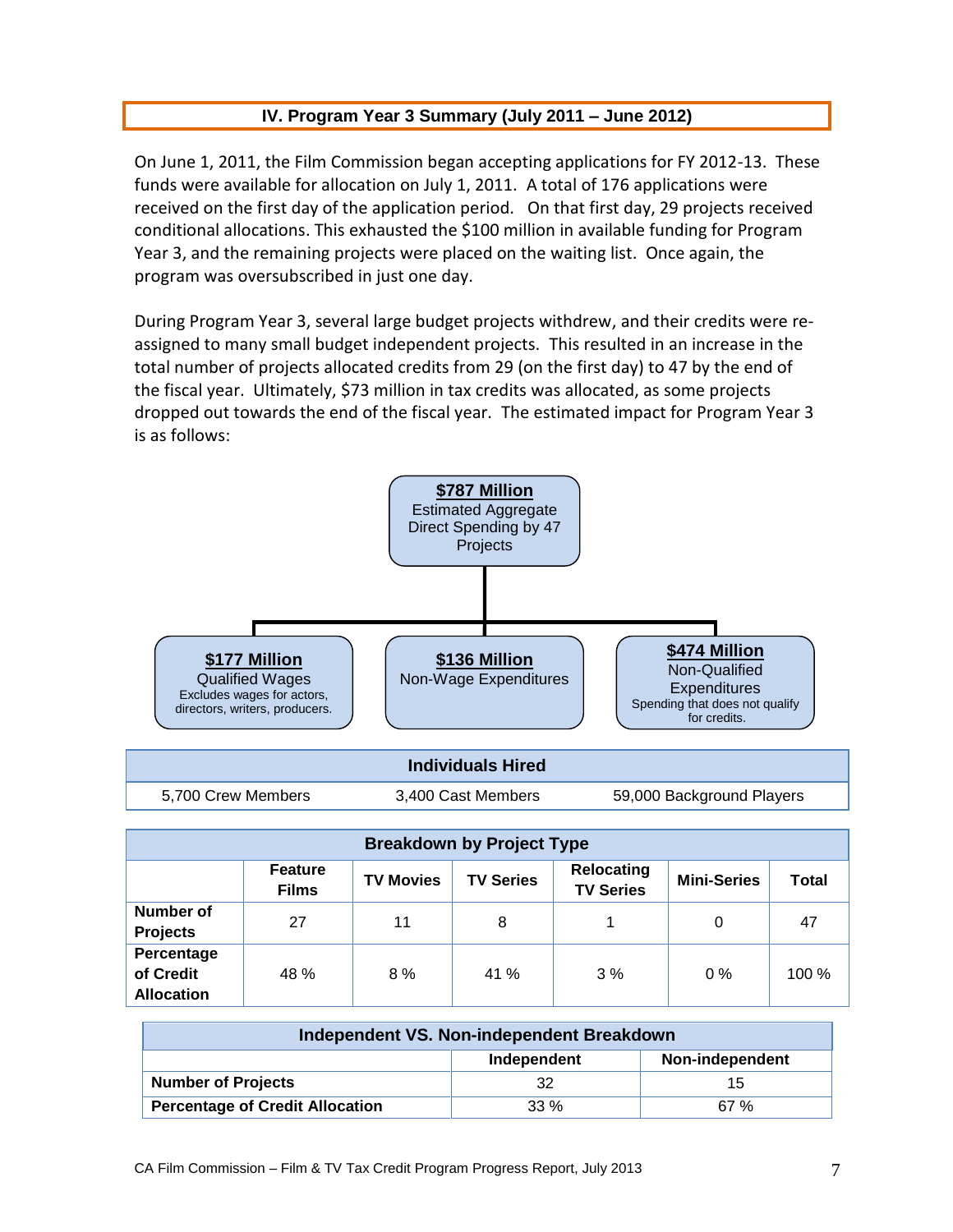## IV. Program Year 3 Summary (July 2011 – June 2012)

On June 1, 2011, the Film Commission began accepting applications for FY 2012-13. These funds were available for allocation on July 1, 2011. A total of 176 applications were received on the first day of the application period. On that first day, 29 projects received conditional allocations. This exhausted the $100 million in available funding for Program Year 3, and the remaining projects were placed on the waiting list. Once again, the program was oversubscribed in just one day.

During Program Year 3, several large budget projects withdrew, and their credits were re-assigned to many small budget independent projects. This resulted in an increase in the total number of projects allocated credits from 29 (on the first day) to 47 by the end of the fiscal year. Ultimately, $73 million in tax credits was allocated, as some projects dropped out towards the end of the fiscal year. The estimated impact for Program Year 3 is as follows:

**$787 Million**
Estimated Aggregate Direct Spending by 47 Projects

- **$177 Million** Qualified Wages — Excludes wages for actors, directors, writers, producers.
- **$136 Million** Non-Wage Expenditures
- **$474 Million** Non-Qualified Expenditures — Spending that does not qualify for credits.

| Individuals Hired | | |
|---|---|---|
| 5,700 Crew Members | 3,400 Cast Members | 59,000 Background Players |

| Breakdown by Project Type | | | | | | |
|---|---|---|---|---|---|---|
| | Feature Films | TV Movies | TV Series | Relocating TV Series | Mini-Series | Total |
| **Number of Projects** | 27 | 11 | 8 | 1 | 0 | 47 |
| **Percentage of Credit Allocation** | 48 % | 8 % | 41 % | 3 % | 0 % | 100 % |

| Independent VS. Non-independent Breakdown | | |
|---|---|---|
| | Independent | Non-independent |
| **Number of Projects** | 32 | 15 |
| **Percentage of Credit Allocation** | 33 % | 67 % |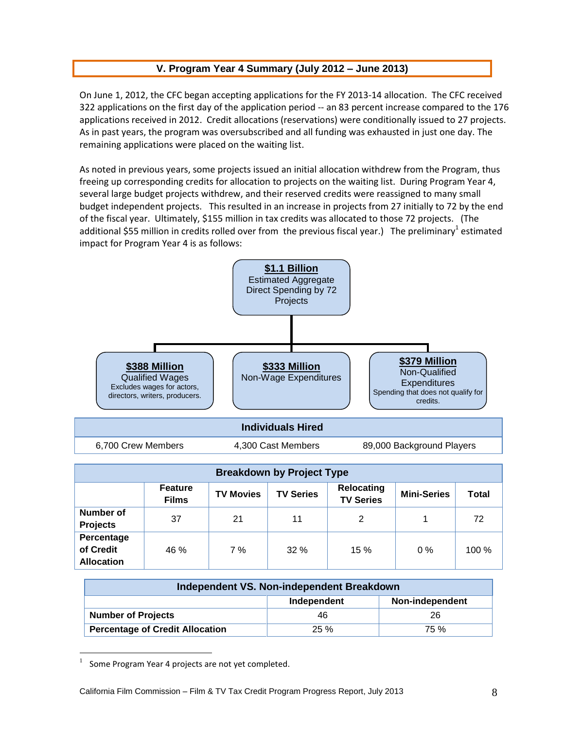## V. Program Year 4 Summary (July 2012 – June 2013)

On June 1, 2012, the CFC began accepting applications for the FY 2013-14 allocation. The CFC received 322 applications on the first day of the application period -- an 83 percent increase compared to the 176 applications received in 2012. Credit allocations (reservations) were conditionally issued to 27 projects. As in past years, the program was oversubscribed and all funding was exhausted in just one day. The remaining applications were placed on the waiting list.

As noted in previous years, some projects issued an initial allocation withdrew from the Program, thus freeing up corresponding credits for allocation to projects on the waiting list. During Program Year 4, several large budget projects withdrew, and their reserved credits were reassigned to many small budget independent projects. This resulted in an increase in projects from 27 initially to 72 by the end of the fiscal year. Ultimately, $155 million in tax credits was allocated to those 72 projects. (The additional $55 million in credits rolled over from the previous fiscal year.) The preliminary[1] estimated impact for Program Year 4 is as follows:

**$1.1 Billion**
Estimated Aggregate Direct Spending by 72 Projects

- **$388 Million** Qualified Wages — Excludes wages for actors, directors, writers, producers.
- **$333 Million** Non-Wage Expenditures
- **$379 Million** Non-Qualified Expenditures — Spending that does not qualify for credits.

| Individuals Hired | | |
|---|---|---|
| 6,700 Crew Members | 4,300 Cast Members | 89,000 Background Players |

| Breakdown by Project Type | | | | | | |
|---|---|---|---|---|---|---|
| | Feature Films | TV Movies | TV Series | Relocating TV Series | Mini-Series | Total |
| Number of Projects | 37 | 21 | 11 | 2 | 1 | 72 |
| Percentage of Credit Allocation | 46 % | 7 % | 32 % | 15 % | 0 % | 100 % |

| Independent VS. Non-independent Breakdown | | |
|---|---|---|
| | Independent | Non-independent |
| Number of Projects | 46 | 26 |
| Percentage of Credit Allocation | 25 % | 75 % |

[1] Some Program Year 4 projects are not yet completed.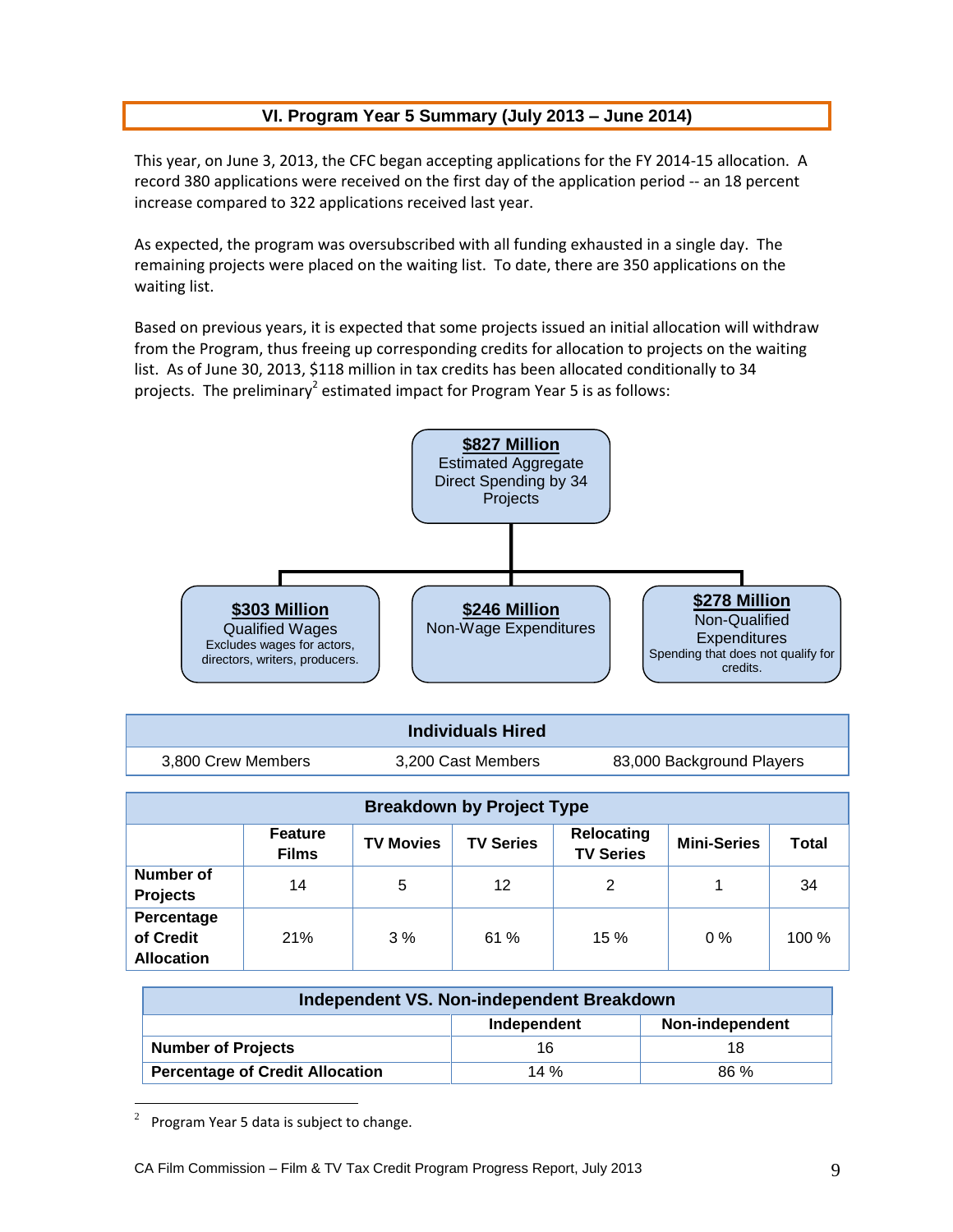## VI. Program Year 5 Summary (July 2013 – June 2014)

This year, on June 3, 2013, the CFC began accepting applications for the FY 2014-15 allocation. A record 380 applications were received on the first day of the application period -- an 18 percent increase compared to 322 applications received last year.

As expected, the program was oversubscribed with all funding exhausted in a single day. The remaining projects were placed on the waiting list. To date, there are 350 applications on the waiting list.

Based on previous years, it is expected that some projects issued an initial allocation will withdraw from the Program, thus freeing up corresponding credits for allocation to projects on the waiting list. As of June 30, 2013, $118 million in tax credits has been allocated conditionally to 34 projects. The preliminary[2] estimated impact for Program Year 5 is as follows:

**$827 Million**
Estimated Aggregate Direct Spending by 34 Projects

- **$303 Million**
  Qualified Wages
  Excludes wages for actors, directors, writers, producers.
- **$246 Million**
  Non-Wage Expenditures
- **$278 Million**
  Non-Qualified Expenditures
  Spending that does not qualify for credits.

| Individuals Hired | | |
|---|---|---|
| 3,800 Crew Members | 3,200 Cast Members | 83,000 Background Players |

| Breakdown by Project Type | | | | | | |
|---|---|---|---|---|---|---|
| | Feature Films | TV Movies | TV Series | Relocating TV Series | Mini-Series | Total |
| **Number of Projects** | 14 | 5 | 12 | 2 | 1 | 34 |
| **Percentage of Credit Allocation** | 21% | 3 % | 61 % | 15 % | 0 % | 100 % |

| Independent VS. Non-independent Breakdown | | |
|---|---|---|
| | Independent | Non-independent |
| **Number of Projects** | 16 | 18 |
| **Percentage of Credit Allocation** | 14 % | 86 % |

[2] Program Year 5 data is subject to change.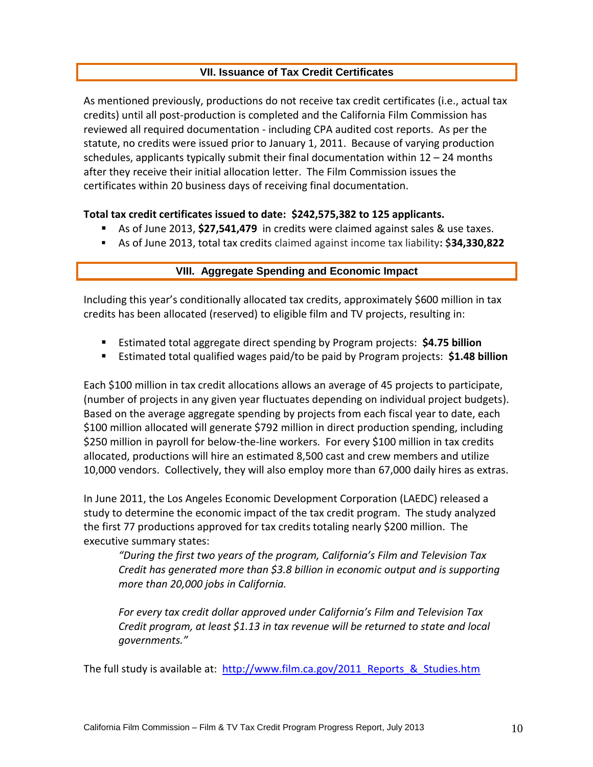## VII. Issuance of Tax Credit Certificates

As mentioned previously, productions do not receive tax credit certificates (i.e., actual tax credits) until all post-production is completed and the California Film Commission has reviewed all required documentation - including CPA audited cost reports. As per the statute, no credits were issued prior to January 1, 2011. Because of varying production schedules, applicants typically submit their final documentation within 12 – 24 months after they receive their initial allocation letter. The Film Commission issues the certificates within 20 business days of receiving final documentation.

**Total tax credit certificates issued to date: $242,575,382 to 125 applicants.**

- As of June 2013, **$27,541,479** in credits were claimed against sales & use taxes.
- As of June 2013, total tax credits claimed against income tax liability**: $34,330,822**

## VIII. Aggregate Spending and Economic Impact

Including this year's conditionally allocated tax credits, approximately $600 million in tax credits has been allocated (reserved) to eligible film and TV projects, resulting in:

- Estimated total aggregate direct spending by Program projects: **$4.75 billion**
- Estimated total qualified wages paid/to be paid by Program projects: **$1.48 billion**

Each $100 million in tax credit allocations allows an average of 45 projects to participate, (number of projects in any given year fluctuates depending on individual project budgets). Based on the average aggregate spending by projects from each fiscal year to date, each $100 million allocated will generate $792 million in direct production spending, including $250 million in payroll for below-the-line workers. For every $100 million in tax credits allocated, productions will hire an estimated 8,500 cast and crew members and utilize 10,000 vendors. Collectively, they will also employ more than 67,000 daily hires as extras.

In June 2011, the Los Angeles Economic Development Corporation (LAEDC) released a study to determine the economic impact of the tax credit program. The study analyzed the first 77 productions approved for tax credits totaling nearly $200 million. The executive summary states:

> *"During the first two years of the program, California's Film and Television Tax Credit has generated more than $3.8 billion in economic output and is supporting more than 20,000 jobs in California.*
>
> *For every tax credit dollar approved under California's Film and Television Tax Credit program, at least $1.13 in tax revenue will be returned to state and local governments."*

The full study is available at: http://www.film.ca.gov/2011_Reports_&_Studies.htm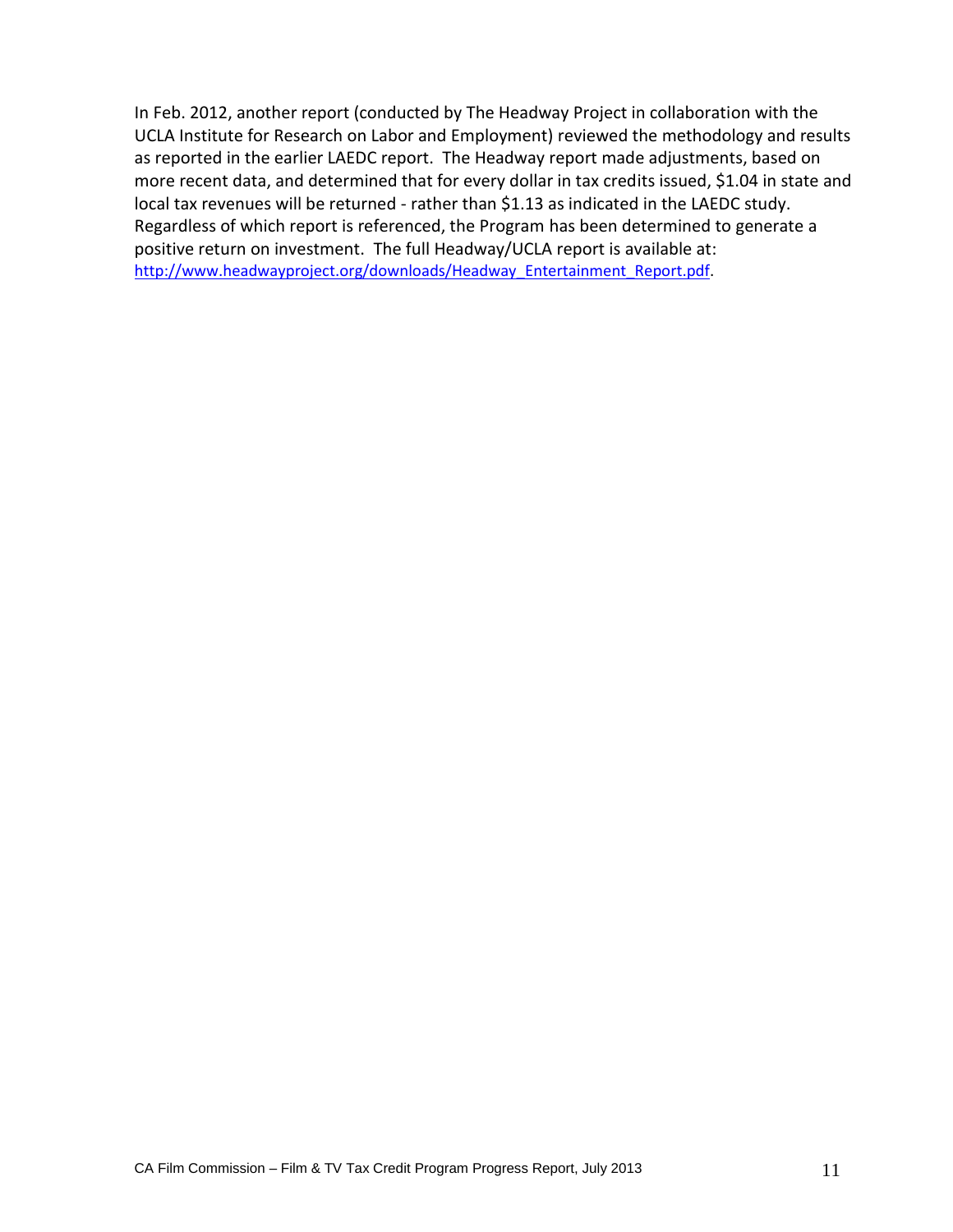In Feb. 2012, another report (conducted by The Headway Project in collaboration with the UCLA Institute for Research on Labor and Employment) reviewed the methodology and results as reported in the earlier LAEDC report. The Headway report made adjustments, based on more recent data, and determined that for every dollar in tax credits issued, $1.04 in state and local tax revenues will be returned - rather than $1.13 as indicated in the LAEDC study. Regardless of which report is referenced, the Program has been determined to generate a positive return on investment. The full Headway/UCLA report is available at: [http://www.headwayproject.org/downloads/Headway_Entertainment_Report.pdf](http://www.headwayproject.org/downloads/Headway_Entertainment_Report.pdf).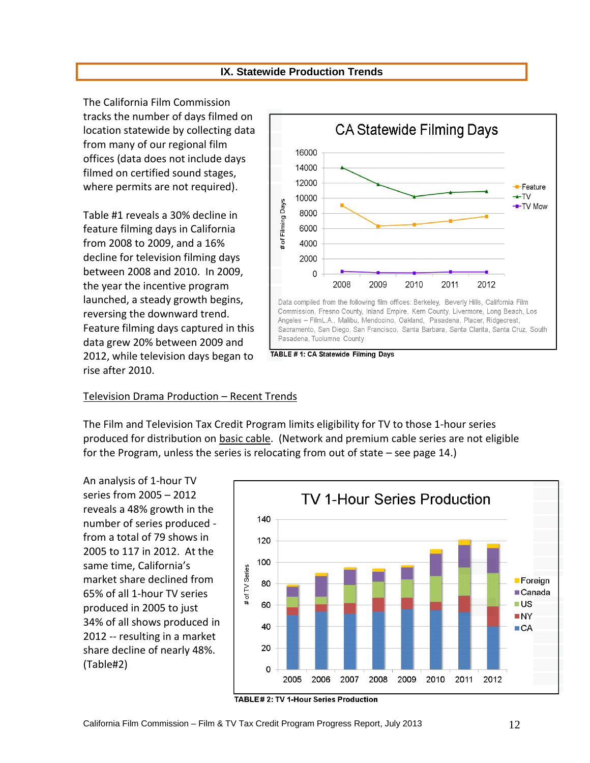## IX. Statewide Production Trends

The California Film Commission tracks the number of days filmed on location statewide by collecting data from many of our regional film offices (data does not include days filmed on certified sound stages, where permits are not required).

Table #1 reveals a 30% decline in feature filming days in California from 2008 to 2009, and a 16% decline for television filming days between 2008 and 2010. In 2009, the year the incentive program launched, a steady growth begins, reversing the downward trend. Feature filming days captured in this data grew 20% between 2009 and 2012, while television days began to rise after 2010.

CA Statewide Filming Days

Data compiled from the following film offices: Berkeley, Beverly Hills, California Film Commission, Fresno County, Inland Empire, Kern County, Livermore, Long Beach, Los Angeles – FilmL.A., Malibu, Mendocino, Oakland, Pasadena, Placer, Ridgecrest, Sacramento, San Diego, San Francisco, Santa Barbara, Santa Clarita, Santa Cruz, South Pasadena, Tuolumne County

**TABLE # 1: CA Statewide Filming Days**

Television Drama Production – Recent Trends

The Film and Television Tax Credit Program limits eligibility for TV to those 1-hour series produced for distribution on basic cable. (Network and premium cable series are not eligible for the Program, unless the series is relocating from out of state – see page 14.)

An analysis of 1-hour TV series from 2005 – 2012 reveals a 48% growth in the number of series produced - from a total of 79 shows in 2005 to 117 in 2012. At the same time, California's market share declined from 65% of all 1-hour TV series produced in 2005 to just 34% of all shows produced in 2012 -- resulting in a market share decline of nearly 48%. (Table#2)

TV 1-Hour Series Production

**TABLE# 2: TV 1-Hour Series Production**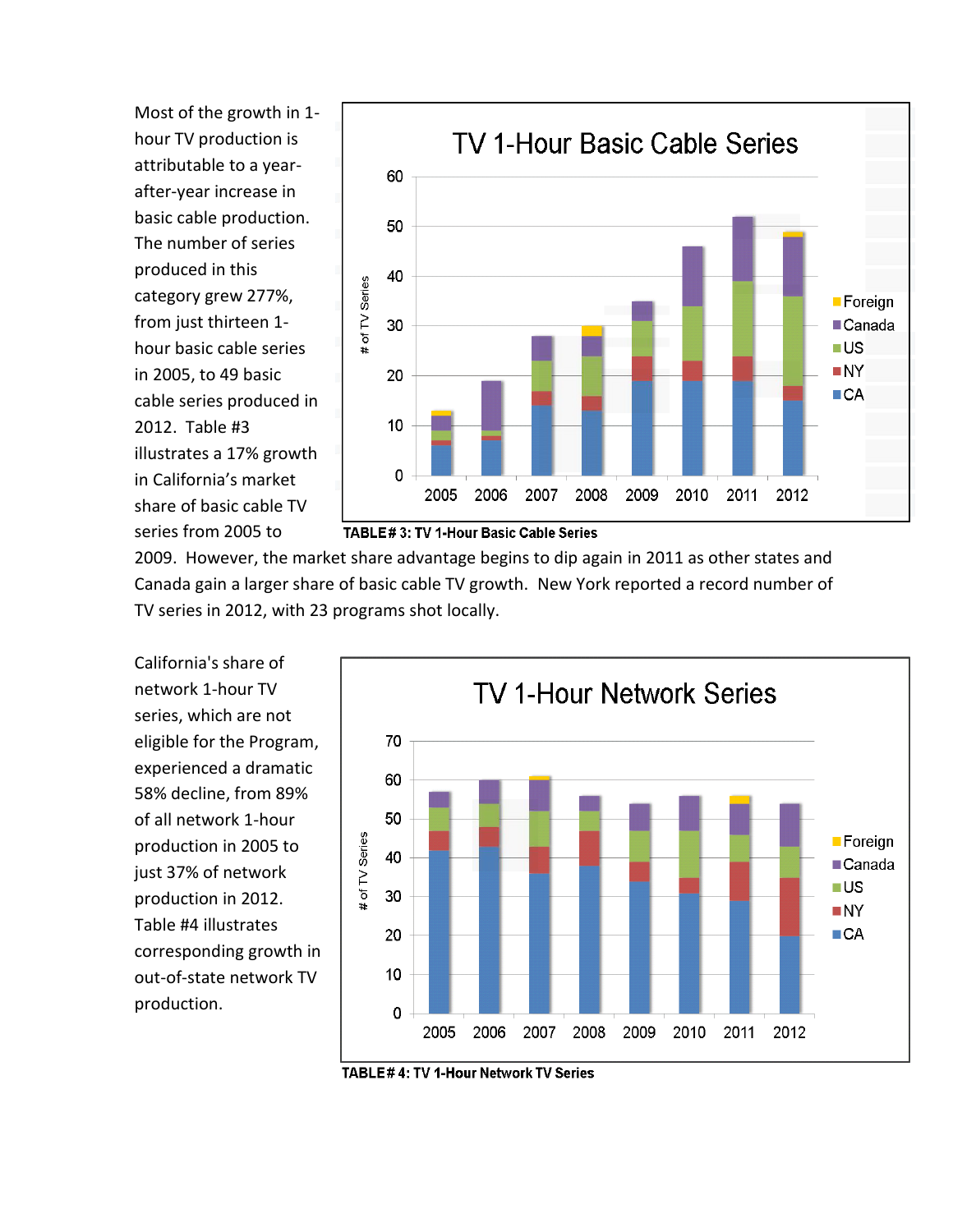Most of the growth in 1-hour TV production is attributable to a year-after-year increase in basic cable production. The number of series produced in this category grew 277%, from just thirteen 1-hour basic cable series in 2005, to 49 basic cable series produced in 2012. Table #3 illustrates a 17% growth in California's market share of basic cable TV series from 2005 to 2009. However, the market share advantage begins to dip again in 2011 as other states and Canada gain a larger share of basic cable TV growth. New York reported a record number of TV series in 2012, with 23 programs shot locally.

**TABLE# 3: TV 1-Hour Basic Cable Series**

California's share of network 1-hour TV series, which are not eligible for the Program, experienced a dramatic 58% decline, from 89% of all network 1-hour production in 2005 to just 37% of network production in 2012. Table #4 illustrates corresponding growth in out-of-state network TV production.

**TABLE# 4: TV 1-Hour Network TV Series**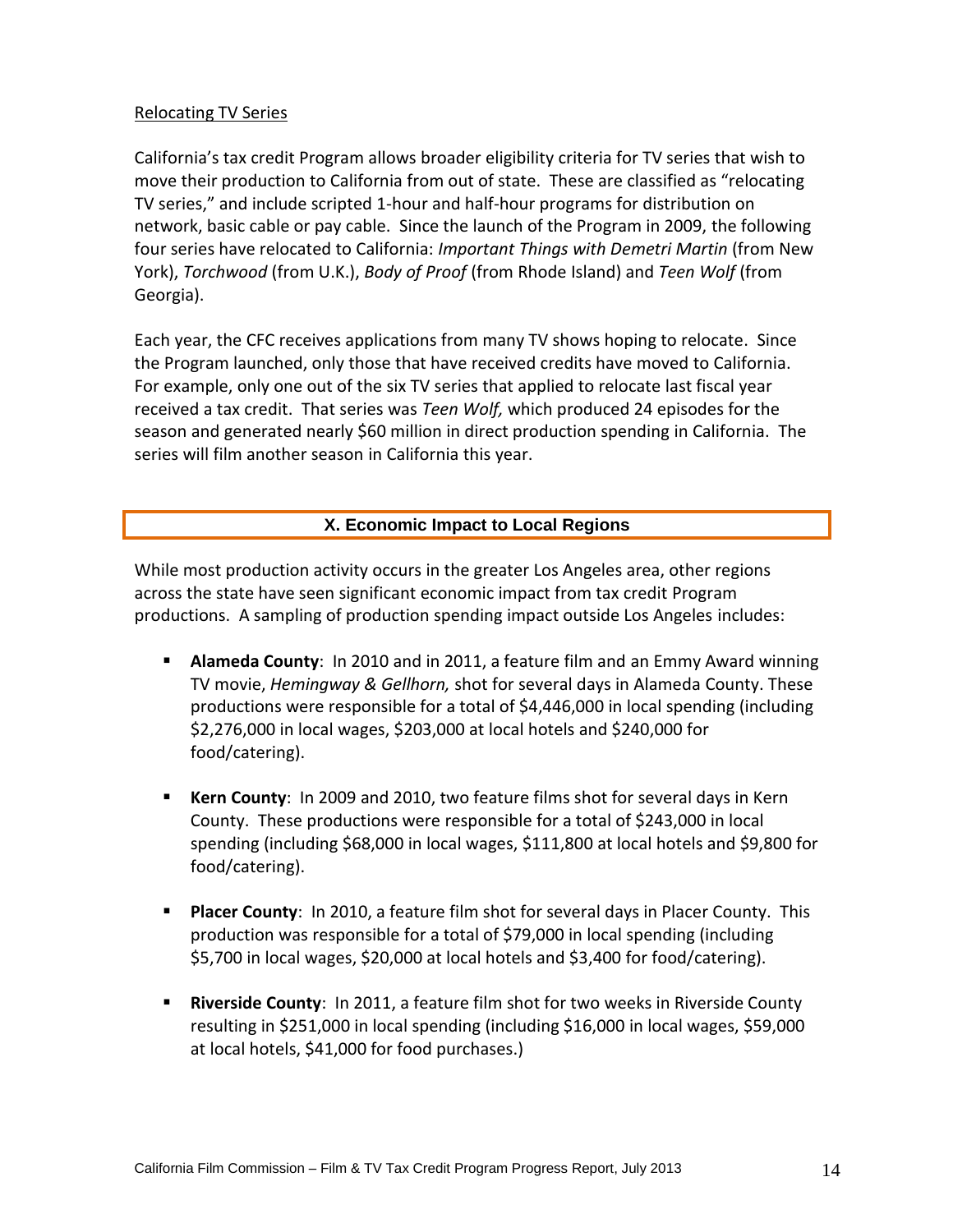Relocating TV Series

California's tax credit Program allows broader eligibility criteria for TV series that wish to move their production to California from out of state. These are classified as "relocating TV series," and include scripted 1-hour and half-hour programs for distribution on network, basic cable or pay cable. Since the launch of the Program in 2009, the following four series have relocated to California: *Important Things with Demetri Martin* (from New York), *Torchwood* (from U.K.), *Body of Proof* (from Rhode Island) and *Teen Wolf* (from Georgia).

Each year, the CFC receives applications from many TV shows hoping to relocate. Since the Program launched, only those that have received credits have moved to California. For example, only one out of the six TV series that applied to relocate last fiscal year received a tax credit. That series was *Teen Wolf,* which produced 24 episodes for the season and generated nearly $60 million in direct production spending in California. The series will film another season in California this year.

## X. Economic Impact to Local Regions

While most production activity occurs in the greater Los Angeles area, other regions across the state have seen significant economic impact from tax credit Program productions. A sampling of production spending impact outside Los Angeles includes:

- **Alameda County**: In 2010 and in 2011, a feature film and an Emmy Award winning TV movie, *Hemingway & Gellhorn,* shot for several days in Alameda County. These productions were responsible for a total of $4,446,000 in local spending (including $2,276,000 in local wages, $203,000 at local hotels and $240,000 for food/catering).
- **Kern County**: In 2009 and 2010, two feature films shot for several days in Kern County. These productions were responsible for a total of $243,000 in local spending (including $68,000 in local wages, $111,800 at local hotels and $9,800 for food/catering).
- **Placer County**: In 2010, a feature film shot for several days in Placer County. This production was responsible for a total of $79,000 in local spending (including $5,700 in local wages, $20,000 at local hotels and $3,400 for food/catering).
- **Riverside County**: In 2011, a feature film shot for two weeks in Riverside County resulting in $251,000 in local spending (including $16,000 in local wages, $59,000 at local hotels, $41,000 for food purchases.)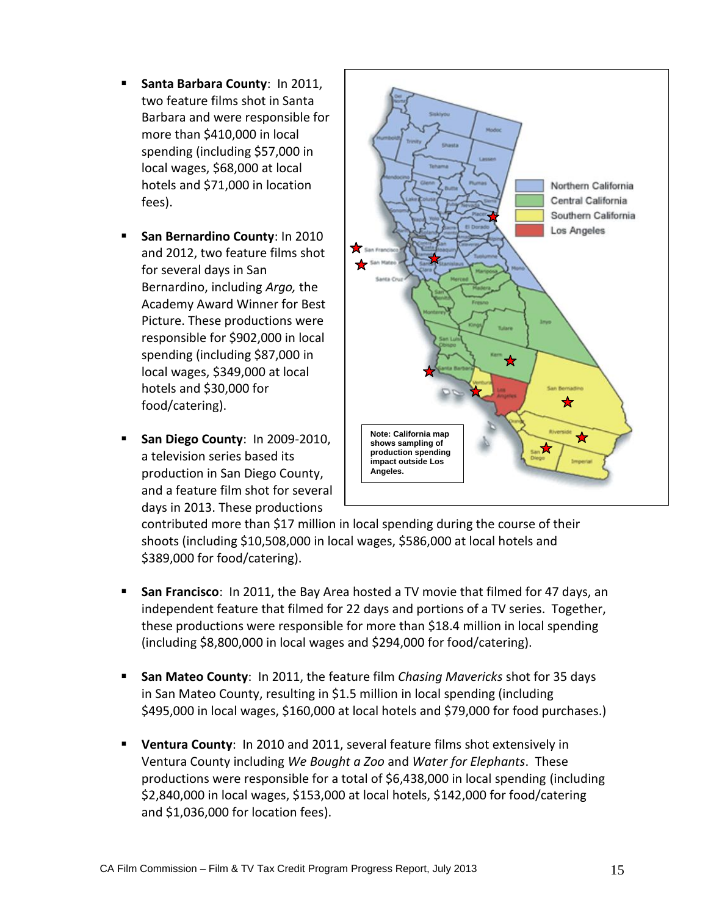- **Santa Barbara County**: In 2011, two feature films shot in Santa Barbara and were responsible for more than $410,000 in local spending (including $57,000 in local wages, $68,000 at local hotels and $71,000 in location fees).

- **San Bernardino County**: In 2010 and 2012, two feature films shot for several days in San Bernardino, including *Argo,* the Academy Award Winner for Best Picture. These productions were responsible for $902,000 in local spending (including $87,000 in local wages, $349,000 at local hotels and $30,000 for food/catering).

- **San Diego County**: In 2009-2010, a television series based its production in San Diego County, and a feature film shot for several days in 2013. These productions contributed more than $17 million in local spending during the course of their shoots (including $10,508,000 in local wages, $586,000 at local hotels and $389,000 for food/catering).

- **San Francisco**: In 2011, the Bay Area hosted a TV movie that filmed for 47 days, an independent feature that filmed for 22 days and portions of a TV series. Together, these productions were responsible for more than $18.4 million in local spending (including $8,800,000 in local wages and $294,000 for food/catering).

- **San Mateo County**: In 2011, the feature film *Chasing Mavericks* shot for 35 days in San Mateo County, resulting in $1.5 million in local spending (including $495,000 in local wages, $160,000 at local hotels and $79,000 for food purchases.)

- **Ventura County**: In 2010 and 2011, several feature films shot extensively in Ventura County including *We Bought a Zoo* and *Water for Elephants*. These productions were responsible for a total of $6,438,000 in local spending (including $2,840,000 in local wages, $153,000 at local hotels, $142,000 for food/catering and $1,036,000 for location fees).

Northern California | Central California | Southern California | Los Angeles

**Note: California map shows sampling of production spending impact outside Los Angeles.**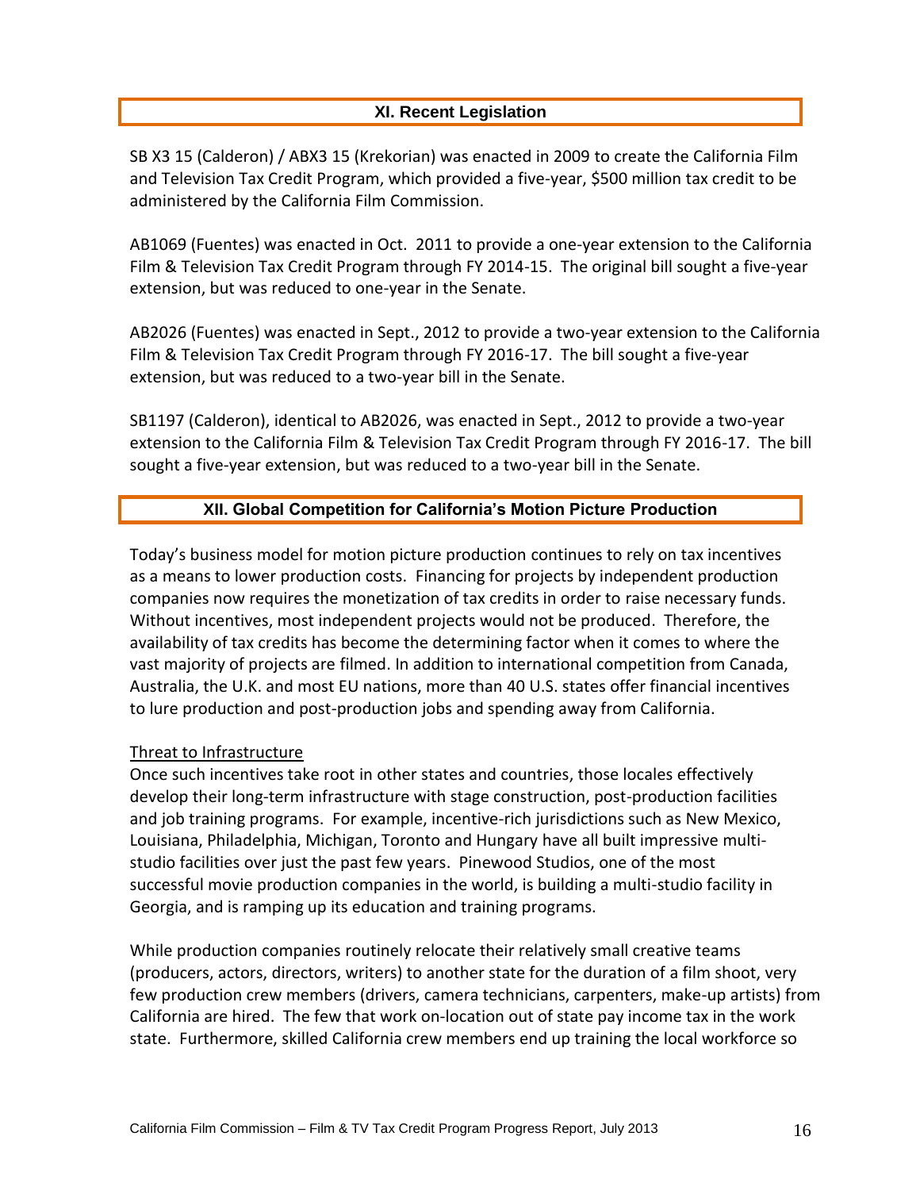## XI. Recent Legislation

SB X3 15 (Calderon) / ABX3 15 (Krekorian) was enacted in 2009 to create the California Film and Television Tax Credit Program, which provided a five-year, $500 million tax credit to be administered by the California Film Commission.

AB1069 (Fuentes) was enacted in Oct. 2011 to provide a one-year extension to the California Film & Television Tax Credit Program through FY 2014-15. The original bill sought a five-year extension, but was reduced to one-year in the Senate.

AB2026 (Fuentes) was enacted in Sept., 2012 to provide a two-year extension to the California Film & Television Tax Credit Program through FY 2016-17. The bill sought a five-year extension, but was reduced to a two-year bill in the Senate.

SB1197 (Calderon), identical to AB2026, was enacted in Sept., 2012 to provide a two-year extension to the California Film & Television Tax Credit Program through FY 2016-17. The bill sought a five-year extension, but was reduced to a two-year bill in the Senate.

## XII. Global Competition for California's Motion Picture Production

Today's business model for motion picture production continues to rely on tax incentives as a means to lower production costs. Financing for projects by independent production companies now requires the monetization of tax credits in order to raise necessary funds. Without incentives, most independent projects would not be produced. Therefore, the availability of tax credits has become the determining factor when it comes to where the vast majority of projects are filmed. In addition to international competition from Canada, Australia, the U.K. and most EU nations, more than 40 U.S. states offer financial incentives to lure production and post-production jobs and spending away from California.

### Threat to Infrastructure

Once such incentives take root in other states and countries, those locales effectively develop their long-term infrastructure with stage construction, post-production facilities and job training programs. For example, incentive-rich jurisdictions such as New Mexico, Louisiana, Philadelphia, Michigan, Toronto and Hungary have all built impressive multi-studio facilities over just the past few years. Pinewood Studios, one of the most successful movie production companies in the world, is building a multi-studio facility in Georgia, and is ramping up its education and training programs.

While production companies routinely relocate their relatively small creative teams (producers, actors, directors, writers) to another state for the duration of a film shoot, very few production crew members (drivers, camera technicians, carpenters, make-up artists) from California are hired. The few that work on-location out of state pay income tax in the work state. Furthermore, skilled California crew members end up training the local workforce so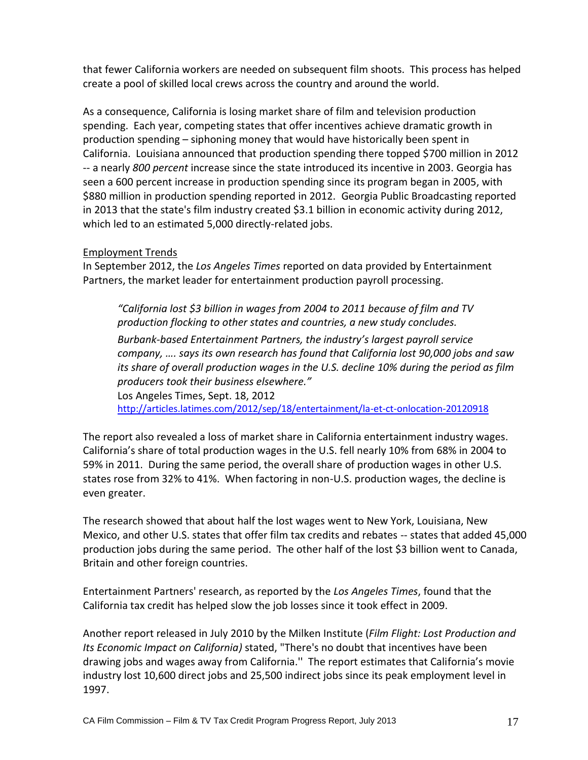that fewer California workers are needed on subsequent film shoots. This process has helped create a pool of skilled local crews across the country and around the world.

As a consequence, California is losing market share of film and television production spending. Each year, competing states that offer incentives achieve dramatic growth in production spending – siphoning money that would have historically been spent in California. Louisiana announced that production spending there topped $700 million in 2012 -- a nearly *800 percent* increase since the state introduced its incentive in 2003. Georgia has seen a 600 percent increase in production spending since its program began in 2005, with $880 million in production spending reported in 2012. Georgia Public Broadcasting reported in 2013 that the state's film industry created $3.1 billion in economic activity during 2012, which led to an estimated 5,000 directly-related jobs.

<u>Employment Trends</u>

In September 2012, the *Los Angeles Times* reported on data provided by Entertainment Partners, the market leader for entertainment production payroll processing.

> *"California lost $3 billion in wages from 2004 to 2011 because of film and TV production flocking to other states and countries, a new study concludes.*
>
> *Burbank-based Entertainment Partners, the industry's largest payroll service company, …. says its own research has found that California lost 90,000 jobs and saw its share of overall production wages in the U.S. decline 10% during the period as film producers took their business elsewhere."*
>
> Los Angeles Times, Sept. 18, 2012
> http://articles.latimes.com/2012/sep/18/entertainment/la-et-ct-onlocation-20120918

The report also revealed a loss of market share in California entertainment industry wages. California's share of total production wages in the U.S. fell nearly 10% from 68% in 2004 to 59% in 2011. During the same period, the overall share of production wages in other U.S. states rose from 32% to 41%. When factoring in non-U.S. production wages, the decline is even greater.

The research showed that about half the lost wages went to New York, Louisiana, New Mexico, and other U.S. states that offer film tax credits and rebates -- states that added 45,000 production jobs during the same period. The other half of the lost $3 billion went to Canada, Britain and other foreign countries.

Entertainment Partners' research, as reported by the *Los Angeles Times*, found that the California tax credit has helped slow the job losses since it took effect in 2009.

Another report released in July 2010 by the Milken Institute (*Film Flight: Lost Production and Its Economic Impact on California)* stated, "There's no doubt that incentives have been drawing jobs and wages away from California.'' The report estimates that California's movie industry lost 10,600 direct jobs and 25,500 indirect jobs since its peak employment level in 1997.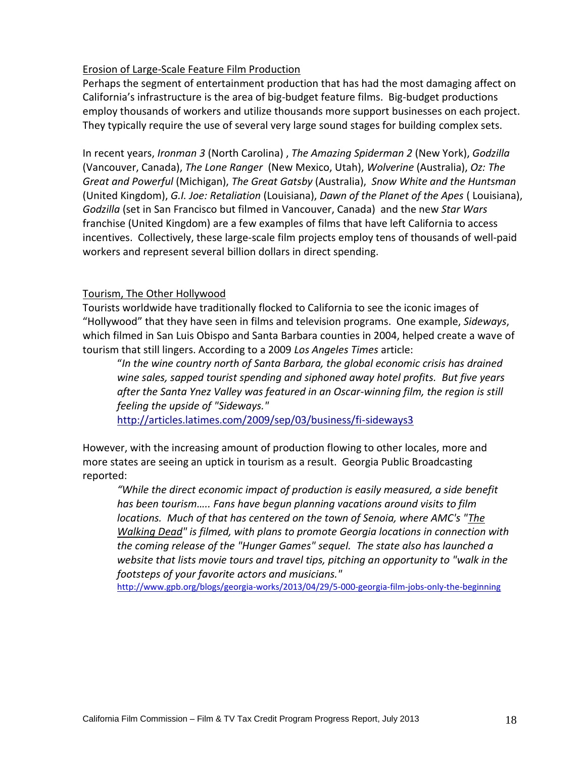## Erosion of Large-Scale Feature Film Production

Perhaps the segment of entertainment production that has had the most damaging affect on California's infrastructure is the area of big-budget feature films. Big-budget productions employ thousands of workers and utilize thousands more support businesses on each project. They typically require the use of several very large sound stages for building complex sets.

In recent years, *Ironman 3* (North Carolina) , *The Amazing Spiderman 2* (New York), *Godzilla* (Vancouver, Canada), *The Lone Ranger* (New Mexico, Utah), *Wolverine* (Australia), *Oz: The Great and Powerful* (Michigan), *The Great Gatsby* (Australia), *Snow White and the Huntsman* (United Kingdom), *G.I. Joe: Retaliation* (Louisiana), *Dawn of the Planet of the Apes* ( Louisiana), *Godzilla* (set in San Francisco but filmed in Vancouver, Canada) and the new *Star Wars* franchise (United Kingdom) are a few examples of films that have left California to access incentives. Collectively, these large-scale film projects employ tens of thousands of well-paid workers and represent several billion dollars in direct spending.

## Tourism, The Other Hollywood

Tourists worldwide have traditionally flocked to California to see the iconic images of "Hollywood" that they have seen in films and television programs. One example, *Sideways*, which filmed in San Luis Obispo and Santa Barbara counties in 2004, helped create a wave of tourism that still lingers. According to a 2009 *Los Angeles Times* article:

> "*In the wine country north of Santa Barbara, the global economic crisis has drained wine sales, sapped tourist spending and siphoned away hotel profits. But five years after the Santa Ynez Valley was featured in an Oscar-winning film, the region is still feeling the upside of "Sideways."*
>
> http://articles.latimes.com/2009/sep/03/business/fi-sideways3

However, with the increasing amount of production flowing to other locales, more and more states are seeing an uptick in tourism as a result. Georgia Public Broadcasting reported:

> *"While the direct economic impact of production is easily measured, a side benefit has been tourism….. Fans have begun planning vacations around visits to film locations. Much of that has centered on the town of Senoia, where AMC's "The Walking Dead" is filmed, with plans to promote Georgia locations in connection with the coming release of the "Hunger Games" sequel. The state also has launched a website that lists movie tours and travel tips, pitching an opportunity to "walk in the footsteps of your favorite actors and musicians."*
>
> http://www.gpb.org/blogs/georgia-works/2013/04/29/5-000-georgia-film-jobs-only-the-beginning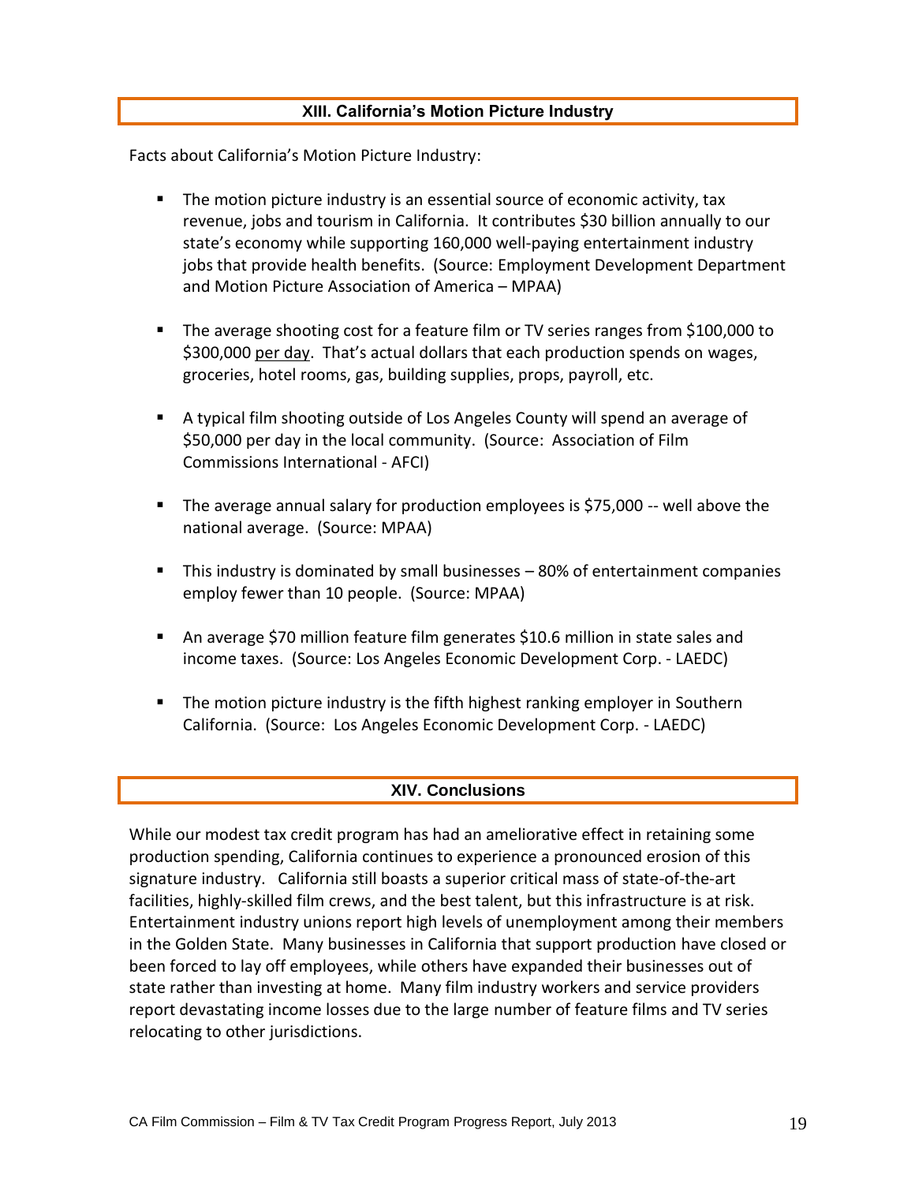## XIII. California's Motion Picture Industry

Facts about California's Motion Picture Industry:

- The motion picture industry is an essential source of economic activity, tax revenue, jobs and tourism in California. It contributes $30 billion annually to our state's economy while supporting 160,000 well-paying entertainment industry jobs that provide health benefits. (Source: Employment Development Department and Motion Picture Association of America – MPAA)

- The average shooting cost for a feature film or TV series ranges from $100,000 to $300,000 <u>per day</u>. That's actual dollars that each production spends on wages, groceries, hotel rooms, gas, building supplies, props, payroll, etc.

- A typical film shooting outside of Los Angeles County will spend an average of $50,000 per day in the local community. (Source: Association of Film Commissions International - AFCI)

- The average annual salary for production employees is $75,000 -- well above the national average. (Source: MPAA)

- This industry is dominated by small businesses – 80% of entertainment companies employ fewer than 10 people. (Source: MPAA)

- An average $70 million feature film generates $10.6 million in state sales and income taxes. (Source: Los Angeles Economic Development Corp. - LAEDC)

- The motion picture industry is the fifth highest ranking employer in Southern California. (Source: Los Angeles Economic Development Corp. - LAEDC)

## XIV. Conclusions

While our modest tax credit program has had an ameliorative effect in retaining some production spending, California continues to experience a pronounced erosion of this signature industry. California still boasts a superior critical mass of state-of-the-art facilities, highly-skilled film crews, and the best talent, but this infrastructure is at risk. Entertainment industry unions report high levels of unemployment among their members in the Golden State. Many businesses in California that support production have closed or been forced to lay off employees, while others have expanded their businesses out of state rather than investing at home. Many film industry workers and service providers report devastating income losses due to the large number of feature films and TV series relocating to other jurisdictions.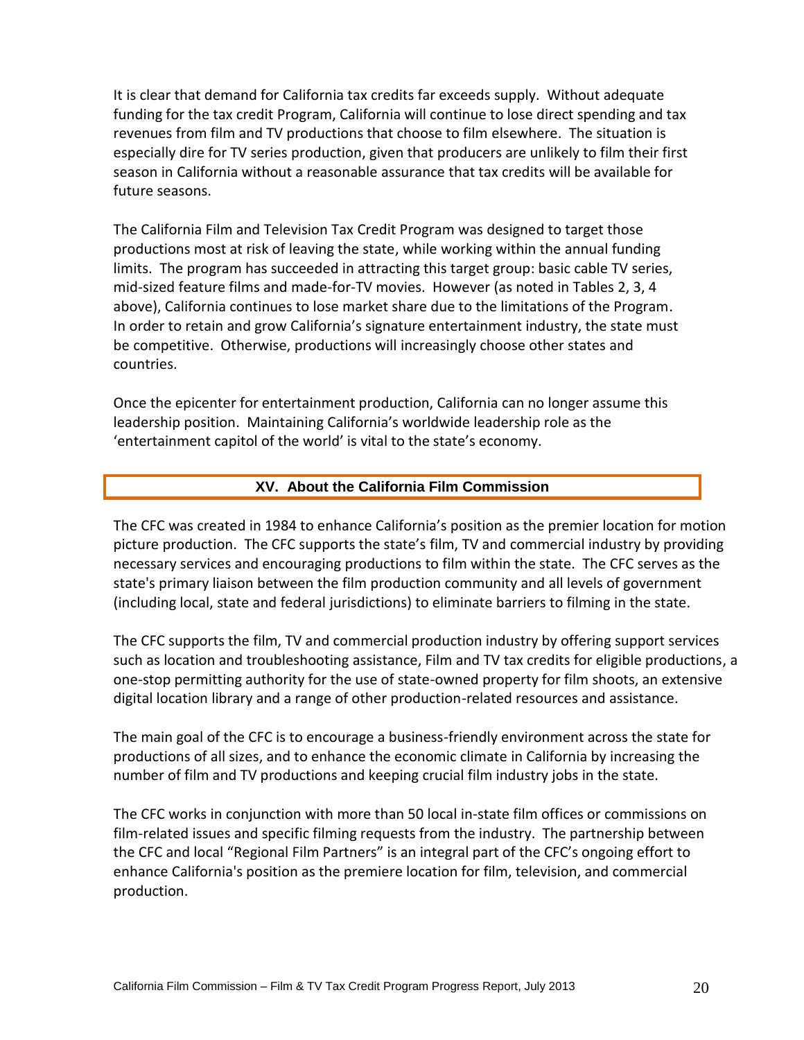It is clear that demand for California tax credits far exceeds supply. Without adequate funding for the tax credit Program, California will continue to lose direct spending and tax revenues from film and TV productions that choose to film elsewhere. The situation is especially dire for TV series production, given that producers are unlikely to film their first season in California without a reasonable assurance that tax credits will be available for future seasons.

The California Film and Television Tax Credit Program was designed to target those productions most at risk of leaving the state, while working within the annual funding limits. The program has succeeded in attracting this target group: basic cable TV series, mid-sized feature films and made-for-TV movies. However (as noted in Tables 2, 3, 4 above), California continues to lose market share due to the limitations of the Program. In order to retain and grow California's signature entertainment industry, the state must be competitive. Otherwise, productions will increasingly choose other states and countries.

Once the epicenter for entertainment production, California can no longer assume this leadership position. Maintaining California's worldwide leadership role as the 'entertainment capitol of the world' is vital to the state's economy.

## XV. About the California Film Commission

The CFC was created in 1984 to enhance California's position as the premier location for motion picture production. The CFC supports the state's film, TV and commercial industry by providing necessary services and encouraging productions to film within the state. The CFC serves as the state's primary liaison between the film production community and all levels of government (including local, state and federal jurisdictions) to eliminate barriers to filming in the state.

The CFC supports the film, TV and commercial production industry by offering support services such as location and troubleshooting assistance, Film and TV tax credits for eligible productions, a one-stop permitting authority for the use of state-owned property for film shoots, an extensive digital location library and a range of other production-related resources and assistance.

The main goal of the CFC is to encourage a business-friendly environment across the state for productions of all sizes, and to enhance the economic climate in California by increasing the number of film and TV productions and keeping crucial film industry jobs in the state.

The CFC works in conjunction with more than 50 local in-state film offices or commissions on film-related issues and specific filming requests from the industry. The partnership between the CFC and local "Regional Film Partners" is an integral part of the CFC's ongoing effort to enhance California's position as the premiere location for film, television, and commercial production.